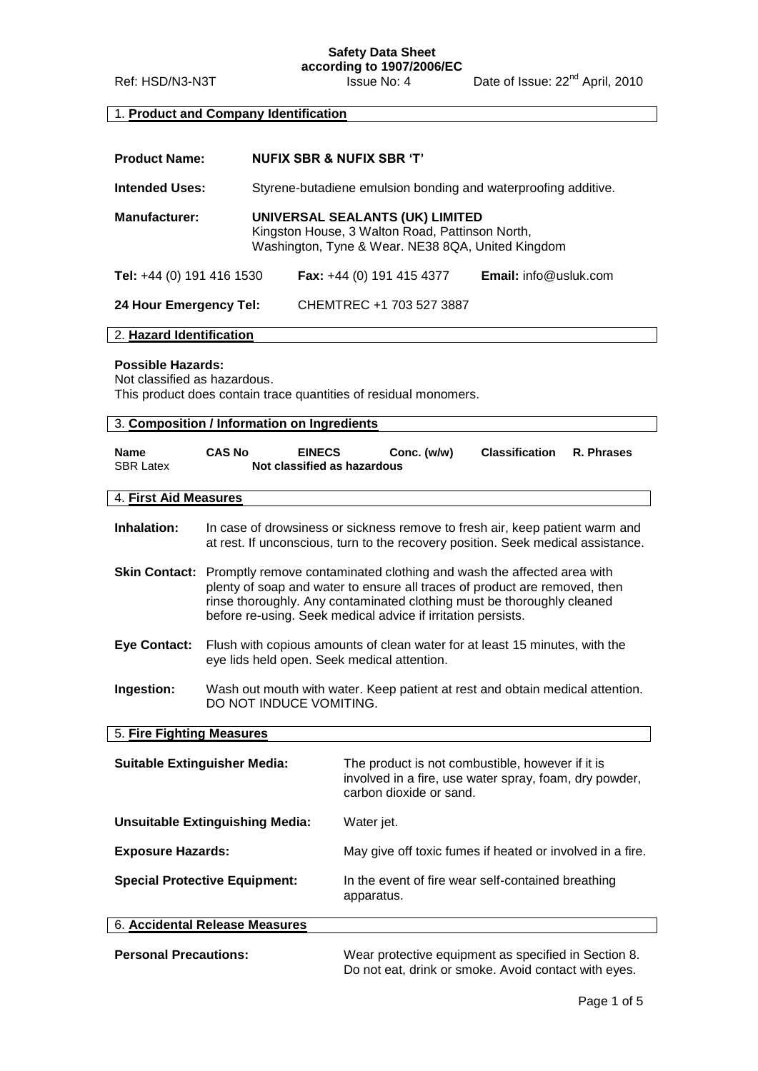**Safety Data Sheet**
**according to 1907/2006/EC**

Ref: HSD/N3-N3T    Issue No: 4    Date of Issue: 22nd April, 2010

## 1. Product and Company Identification

**Product Name:** **NUFIX SBR & NUFIX SBR 'T'**

**Intended Uses:** Styrene-butadiene emulsion bonding and waterproofing additive.

**Manufacturer:** **UNIVERSAL SEALANTS (UK) LIMITED**
Kingston House, 3 Walton Road, Pattinson North,
Washington, Tyne & Wear. NE38 8QA, United Kingdom

**Tel:** +44 (0) 191 416 1530    **Fax:** +44 (0) 191 415 4377    **Email:** info@usluk.com

**24 Hour Emergency Tel:** CHEMTREC +1 703 527 3887

## 2. Hazard Identification

**Possible Hazards:**
Not classified as hazardous.
This product does contain trace quantities of residual monomers.

## 3. Composition / Information on Ingredients

| Name | CAS No | EINECS | Conc. (w/w) | Classification | R. Phrases |
|---|---|---|---|---|---|
| SBR Latex | Not classified as hazardous | | | | |

## 4. First Aid Measures

**Inhalation:** In case of drowsiness or sickness remove to fresh air, keep patient warm and at rest. If unconscious, turn to the recovery position. Seek medical assistance.

**Skin Contact:** Promptly remove contaminated clothing and wash the affected area with plenty of soap and water to ensure all traces of product are removed, then rinse thoroughly. Any contaminated clothing must be thoroughly cleaned before re-using. Seek medical advice if irritation persists.

**Eye Contact:** Flush with copious amounts of clean water for at least 15 minutes, with the eye lids held open. Seek medical attention.

**Ingestion:** Wash out mouth with water. Keep patient at rest and obtain medical attention. DO NOT INDUCE VOMITING.

## 5. Fire Fighting Measures

**Suitable Extinguisher Media:** The product is not combustible, however if it is involved in a fire, use water spray, foam, dry powder, carbon dioxide or sand.

**Unsuitable Extinguishing Media:** Water jet.

**Exposure Hazards:** May give off toxic fumes if heated or involved in a fire.

**Special Protective Equipment:** In the event of fire wear self-contained breathing apparatus.

## 6. Accidental Release Measures

**Personal Precautions:** Wear protective equipment as specified in Section 8. Do not eat, drink or smoke. Avoid contact with eyes.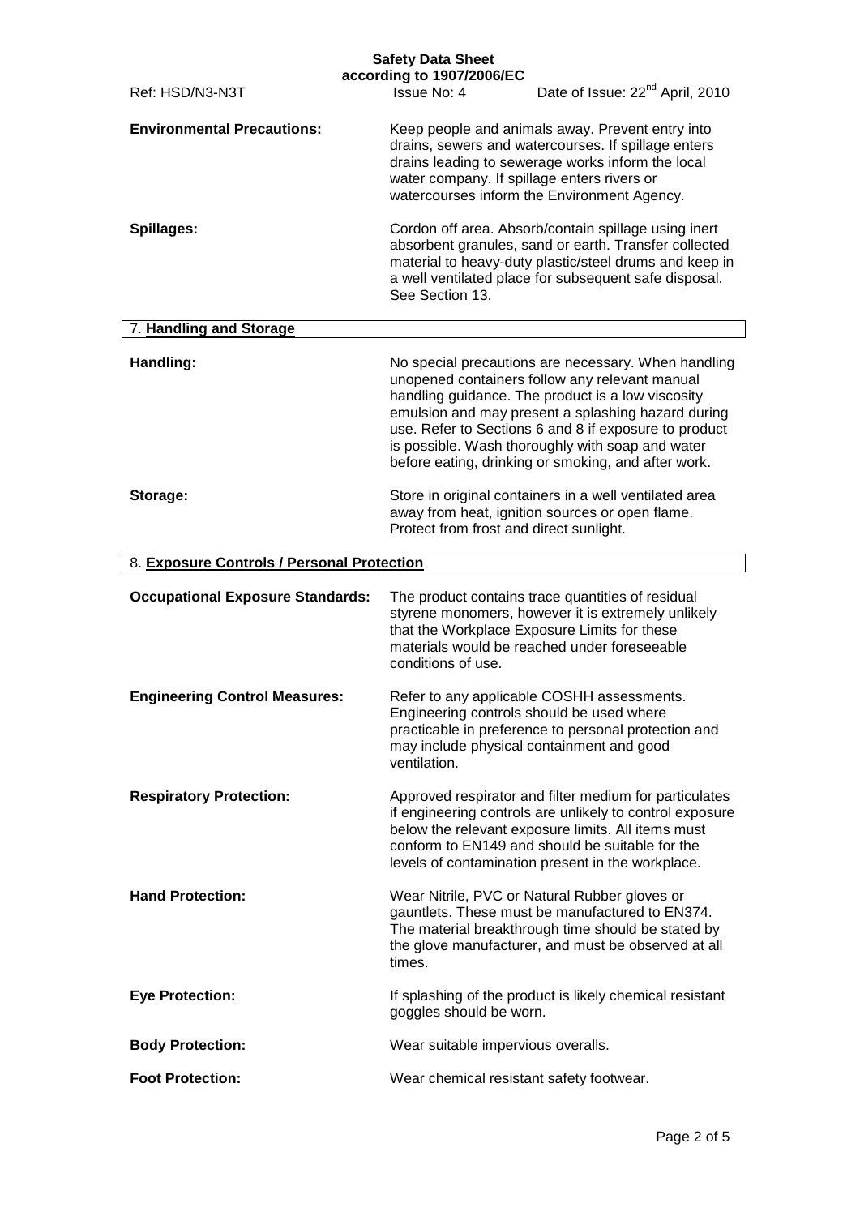**Environmental Precautions:** Keep people and animals away. Prevent entry into drains, sewers and watercourses. If spillage enters drains leading to sewerage works inform the local water company. If spillage enters rivers or watercourses inform the Environment Agency.

**Spillages:** Cordon off area. Absorb/contain spillage using inert absorbent granules, sand or earth. Transfer collected material to heavy-duty plastic/steel drums and keep in a well ventilated place for subsequent safe disposal. See Section 13.

## 7. Handling and Storage

**Handling:** No special precautions are necessary. When handling unopened containers follow any relevant manual handling guidance. The product is a low viscosity emulsion and may present a splashing hazard during use. Refer to Sections 6 and 8 if exposure to product is possible. Wash thoroughly with soap and water before eating, drinking or smoking, and after work.

**Storage:** Store in original containers in a well ventilated area away from heat, ignition sources or open flame. Protect from frost and direct sunlight.

## 8. Exposure Controls / Personal Protection

**Occupational Exposure Standards:** The product contains trace quantities of residual styrene monomers, however it is extremely unlikely that the Workplace Exposure Limits for these materials would be reached under foreseeable conditions of use.

**Engineering Control Measures:** Refer to any applicable COSHH assessments. Engineering controls should be used where practicable in preference to personal protection and may include physical containment and good ventilation.

**Respiratory Protection:** Approved respirator and filter medium for particulates if engineering controls are unlikely to control exposure below the relevant exposure limits. All items must conform to EN149 and should be suitable for the levels of contamination present in the workplace.

**Hand Protection:** Wear Nitrile, PVC or Natural Rubber gloves or gauntlets. These must be manufactured to EN374. The material breakthrough time should be stated by the glove manufacturer, and must be observed at all times.

**Eye Protection:** If splashing of the product is likely chemical resistant goggles should be worn.

**Body Protection:** Wear suitable impervious overalls.

**Foot Protection:** Wear chemical resistant safety footwear.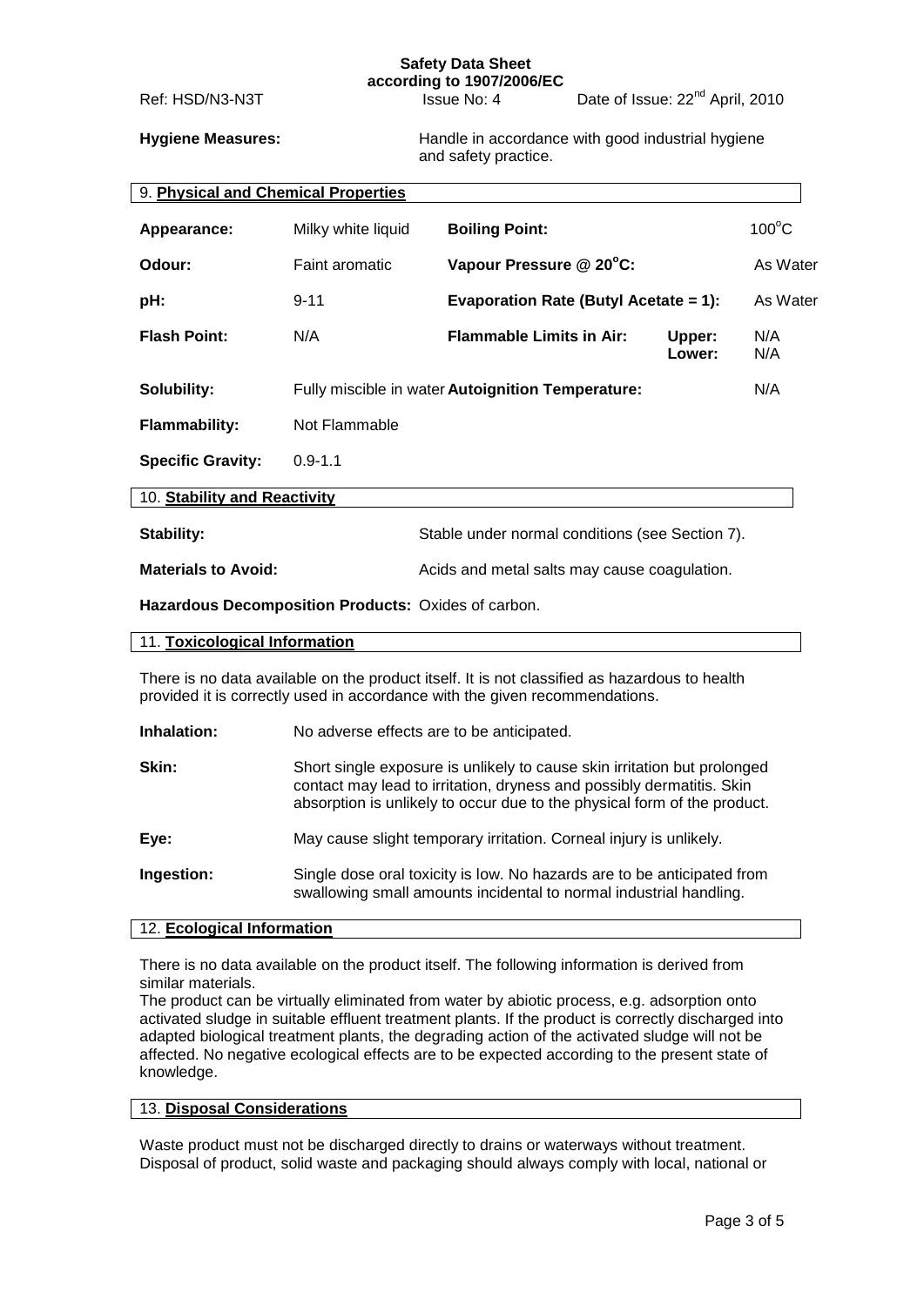**Hygiene Measures:** Handle in accordance with good industrial hygiene and safety practice.

## 9. Physical and Chemical Properties

| | | | | |
|---|---|---|---|---|
| **Appearance:** | Milky white liquid | **Boiling Point:** | | $100^{o}C$ |
| **Odour:** | Faint aromatic | **Vapour Pressure @ $20^{o}C$:** | | As Water |
| **pH:** | 9-11 | **Evaporation Rate (Butyl Acetate = 1):** | | As Water |
| **Flash Point:** | N/A | **Flammable Limits in Air:** | **Upper:** | N/A |
| | | | **Lower:** | N/A |
| **Solubility:** | Fully miscible in water | **Autoignition Temperature:** | | N/A |
| **Flammability:** | Not Flammable | | | |
| **Specific Gravity:** | 0.9-1.1 | | | |

## 10. Stability and Reactivity

**Stability:** Stable under normal conditions (see Section 7).

**Materials to Avoid:** Acids and metal salts may cause coagulation.

**Hazardous Decomposition Products:** Oxides of carbon.

## 11. Toxicological Information

There is no data available on the product itself. It is not classified as hazardous to health provided it is correctly used in accordance with the given recommendations.

**Inhalation:** No adverse effects are to be anticipated.

**Skin:** Short single exposure is unlikely to cause skin irritation but prolonged contact may lead to irritation, dryness and possibly dermatitis. Skin absorption is unlikely to occur due to the physical form of the product.

**Eye:** May cause slight temporary irritation. Corneal injury is unlikely.

**Ingestion:** Single dose oral toxicity is low. No hazards are to be anticipated from swallowing small amounts incidental to normal industrial handling.

## 12. Ecological Information

There is no data available on the product itself. The following information is derived from similar materials.
The product can be virtually eliminated from water by abiotic process, e.g. adsorption onto activated sludge in suitable effluent treatment plants. If the product is correctly discharged into adapted biological treatment plants, the degrading action of the activated sludge will not be affected. No negative ecological effects are to be expected according to the present state of knowledge.

## 13. Disposal Considerations

Waste product must not be discharged directly to drains or waterways without treatment. Disposal of product, solid waste and packaging should always comply with local, national or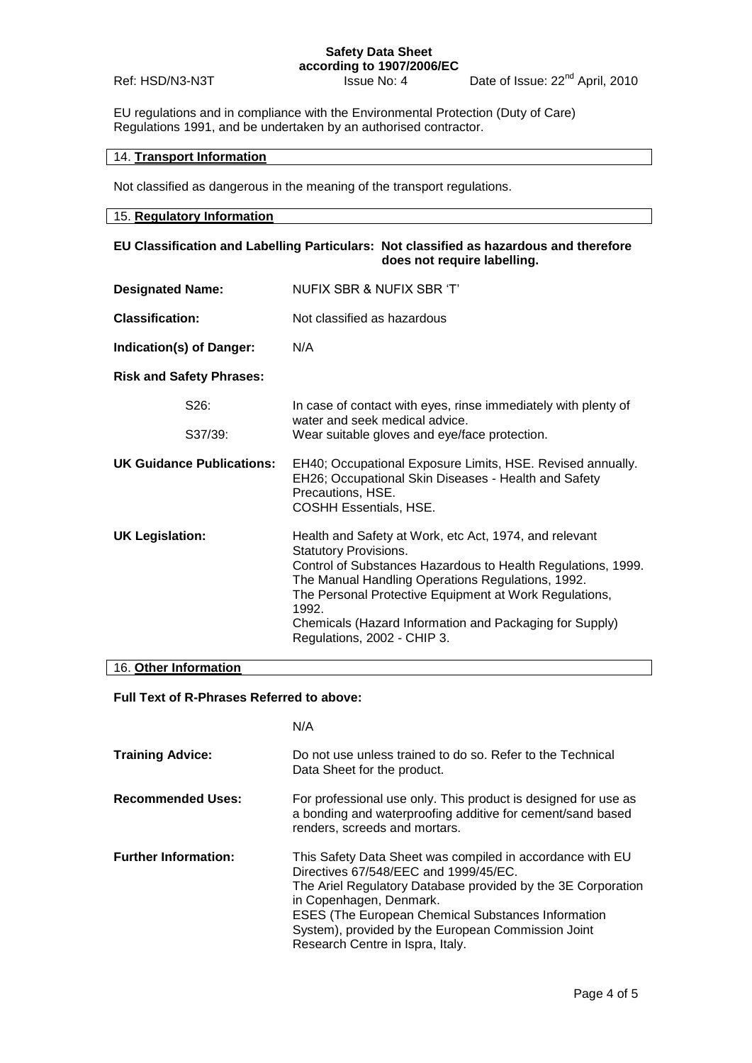EU regulations and in compliance with the Environmental Protection (Duty of Care) Regulations 1991, and be undertaken by an authorised contractor.

## 14. Transport Information

Not classified as dangerous in the meaning of the transport regulations.

## 15. Regulatory Information

**EU Classification and Labelling Particulars: Not classified as hazardous and therefore does not require labelling.**

**Designated Name:** NUFIX SBR & NUFIX SBR 'T'

**Classification:** Not classified as hazardous

**Indication(s) of Danger:** N/A

**Risk and Safety Phrases:**

S26: In case of contact with eyes, rinse immediately with plenty of water and seek medical advice.

S37/39: Wear suitable gloves and eye/face protection.

**UK Guidance Publications:**
EH40; Occupational Exposure Limits, HSE. Revised annually.
EH26; Occupational Skin Diseases - Health and Safety Precautions, HSE.
COSHH Essentials, HSE.

**UK Legislation:**
Health and Safety at Work, etc Act, 1974, and relevant Statutory Provisions.
Control of Substances Hazardous to Health Regulations, 1999.
The Manual Handling Operations Regulations, 1992.
The Personal Protective Equipment at Work Regulations, 1992.
Chemicals (Hazard Information and Packaging for Supply) Regulations, 2002 - CHIP 3.

## 16. Other Information

**Full Text of R-Phrases Referred to above:**

N/A

**Training Advice:** Do not use unless trained to do so. Refer to the Technical Data Sheet for the product.

**Recommended Uses:** For professional use only. This product is designed for use as a bonding and waterproofing additive for cement/sand based renders, screeds and mortars.

**Further Information:** This Safety Data Sheet was compiled in accordance with EU Directives 67/548/EEC and 1999/45/EC.
The Ariel Regulatory Database provided by the 3E Corporation in Copenhagen, Denmark.
ESES (The European Chemical Substances Information System), provided by the European Commission Joint Research Centre in Ispra, Italy.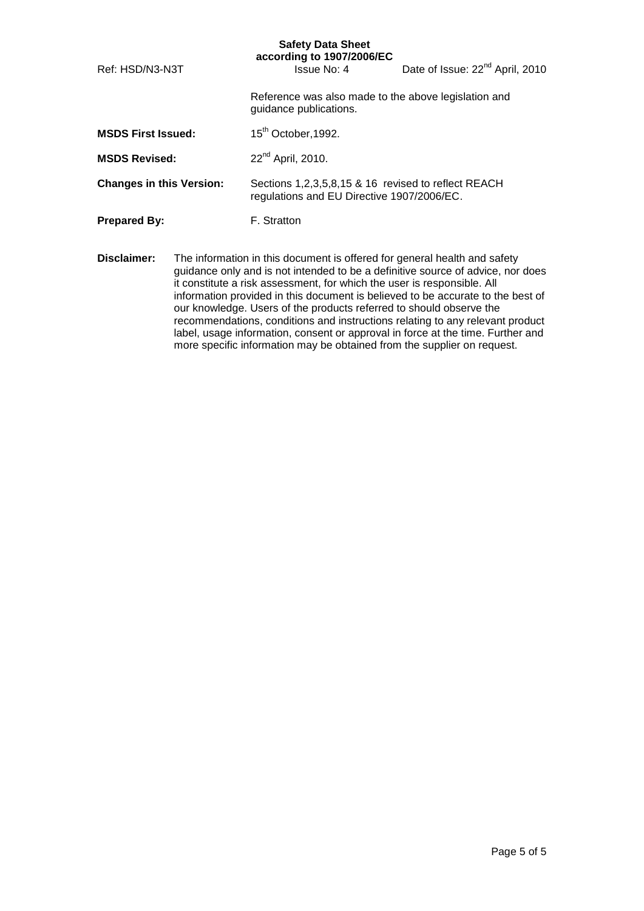Reference was also made to the above legislation and guidance publications.

| | |
|---|---|
| **MSDS First Issued:** | 15th October,1992. |
| **MSDS Revised:** | 22nd April, 2010. |
| **Changes in this Version:** | Sections 1,2,3,5,8,15 & 16 revised to reflect REACH regulations and EU Directive 1907/2006/EC. |
| **Prepared By:** | F. Stratton |

**Disclaimer:** The information in this document is offered for general health and safety guidance only and is not intended to be a definitive source of advice, nor does it constitute a risk assessment, for which the user is responsible. All information provided in this document is believed to be accurate to the best of our knowledge. Users of the products referred to should observe the recommendations, conditions and instructions relating to any relevant product label, usage information, consent or approval in force at the time. Further and more specific information may be obtained from the supplier on request.